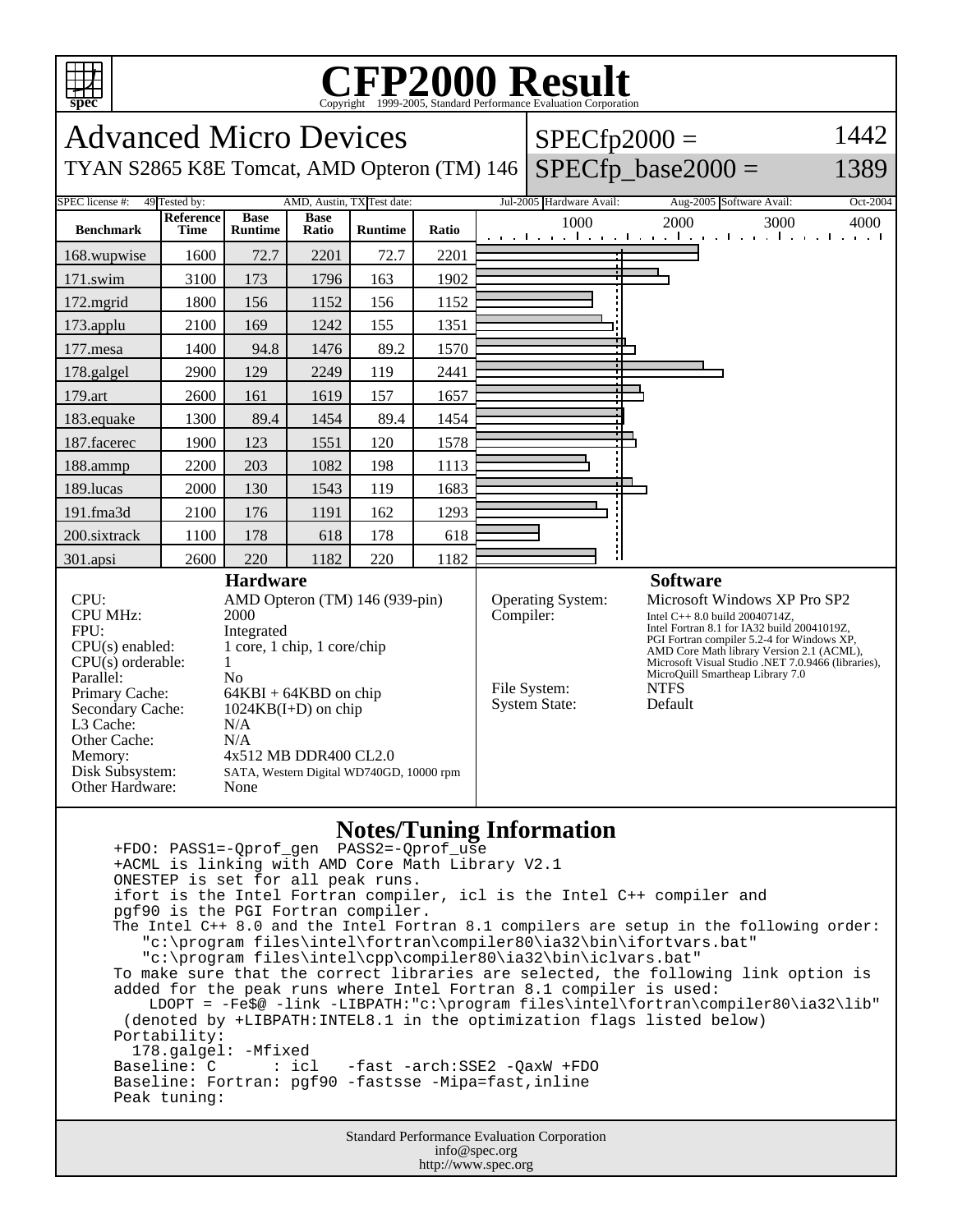# CFP2000 Result

Copyright 1999-2005, Standard Performance Evaluation Corporation

## Advanced Micro Devices

TYAN S2865 K8E Tomcat, AMD Opteron (TM) 146

SPECfp2000 = 1442

SPECfp_base2000 = 1389

| SPEC license #: | 49 | Tested by: | AMD, Austin, TX | Test date: | Jul-2005 | Hardware Avail: | Aug-2005 | Software Avail: | Oct-2004 |
|---|---|---|---|---|---|---|---|---|---|

| Benchmark | Reference Time | Base Runtime | Base Ratio | Runtime | Ratio |
|---|---|---|---|---|---|
| 168.wupwise | 1600 | 72.7 | 2201 | 72.7 | 2201 |
| 171.swim | 3100 | 173 | 1796 | 163 | 1902 |
| 172.mgrid | 1800 | 156 | 1152 | 156 | 1152 |
| 173.applu | 2100 | 169 | 1242 | 155 | 1351 |
| 177.mesa | 1400 | 94.8 | 1476 | 89.2 | 1570 |
| 178.galgel | 2900 | 129 | 2249 | 119 | 2441 |
| 179.art | 2600 | 161 | 1619 | 157 | 1657 |
| 183.equake | 1300 | 89.4 | 1454 | 89.4 | 1454 |
| 187.facerec | 1900 | 123 | 1551 | 120 | 1578 |
| 188.ammp | 2200 | 203 | 1082 | 198 | 1113 |
| 189.lucas | 2000 | 130 | 1543 | 119 | 1683 |
| 191.fma3d | 2100 | 176 | 1191 | 162 | 1293 |
| 200.sixtrack | 1100 | 178 | 618 | 178 | 618 |
| 301.apsi | 2600 | 220 | 1182 | 220 | 1182 |

### Hardware

| | |
|---|---|
| CPU: | AMD Opteron (TM) 146 (939-pin) |
| CPU MHz: | 2000 |
| FPU: | Integrated |
| CPU(s) enabled: | 1 core, 1 chip, 1 core/chip |
| CPU(s) orderable: | 1 |
| Parallel: | No |
| Primary Cache: | 64KBI + 64KBD on chip |
| Secondary Cache: | 1024KB(I+D) on chip |
| L3 Cache: | N/A |
| Other Cache: | N/A |
| Memory: | 4x512 MB DDR400 CL2.0 |
| Disk Subsystem: | SATA, Western Digital WD740GD, 10000 rpm |
| Other Hardware: | None |

### Software

| | |
|---|---|
| Operating System: | Microsoft Windows XP Pro SP2 |
| Compiler: | Intel C++ 8.0 build 20040714Z, Intel Fortran 8.1 for IA32 build 20041019Z, PGI Fortran compiler 5.2-4 for Windows XP, AMD Core Math library Version 2.1 (ACML), Microsoft Visual Studio .NET 7.0.9466 (libraries), MicroQuill Smartheap Library 7.0 |
| File System: | NTFS |
| System State: | Default |

### Notes/Tuning Information

```
+FDO: PASS1=-Qprof_gen  PASS2=-Qprof_use
+ACML is linking with AMD Core Math Library V2.1
ONESTEP is set for all peak runs.
ifort is the Intel Fortran compiler, icl is the Intel C++ compiler and
pgf90 is the PGI Fortran compiler.
The Intel C++ 8.0 and the Intel Fortran 8.1 compilers are setup in the following order:
   "c:\program files\intel\fortran\compiler80\ia32\bin\ifortvars.bat"
   "c:\program files\intel\cpp\compiler80\ia32\bin\iclvars.bat"
To make sure that the correct libraries are selected, the following link option is
added for the peak runs where Intel Fortran 8.1 compiler is used:
    LDOPT = -Fe$@ -link -LIBPATH:"c:\program files\intel\fortran\compiler80\ia32\lib"
 (denoted by +LIBPATH:INTEL8.1 in the optimization flags listed below)
Portability:
  178.galgel: -Mfixed
Baseline: C       : icl   -fast -arch:SSE2 -QaxW +FDO
Baseline: Fortran: pgf90 -fastsse -Mipa=fast,inline
Peak tuning:
```

Standard Performance Evaluation Corporation
info@spec.org
http://www.spec.org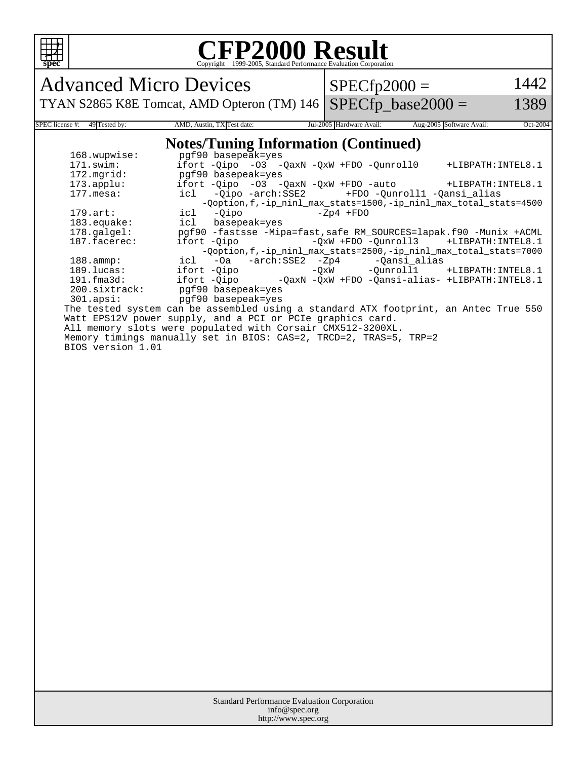# CFP2000 Result

Copyright 1999-2005, Standard Performance Evaluation Corporation

Advanced Micro Devices

TYAN S2865 K8E Tomcat, AMD Opteron (TM) 146

SPECfp2000 = 1442

SPECfp_base2000 = 1389

SPEC license #: 49 Tested by: AMD, Austin, TX Test date: Jul-2005 Hardware Avail: Aug-2005 Software Avail: Oct-2004

## Notes/Tuning Information (Continued)

```
 168.wupwise:      pgf90 basepeak=yes
 171.swim:         ifort -Qipo  -O3  -QaxN -QxW +FDO -Qunroll0     +LIBPATH:INTEL8.1
 172.mgrid:        pgf90 basepeak=yes
 173.applu:        ifort -Qipo  -O3  -QaxN -QxW +FDO -auto         +LIBPATH:INTEL8.1
 177.mesa:         icl   -Qipo -arch:SSE2       +FDO -Qunroll1 -Qansi_alias
                       -Qoption,f,-ip_ninl_max_stats=1500,-ip_ninl_max_total_stats=4500
 179.art:          icl   -Qipo              -Zp4 +FDO
 183.equake:       icl   basepeak=yes
 178.galgel:       pgf90 -fastsse -Mipa=fast,safe RM_SOURCES=lapak.f90 -Munix +ACML
 187.facerec:      ifort -Qipo              -QxW +FDO -Qunroll3     +LIBPATH:INTEL8.1
                       -Qoption,f,-ip_ninl_max_stats=2500,-ip_ninl_max_total_stats=7000
 188.ammp:         icl   -Oa   -arch:SSE2  -Zp4      -Qansi_alias
 189.lucas:        ifort -Qipo              -QxW      -Qunroll1     +LIBPATH:INTEL8.1
 191.fma3d:        ifort -Qipo       -QaxN -QxW +FDO -Qansi-alias- +LIBPATH:INTEL8.1
 200.sixtrack:     pgf90 basepeak=yes
 301.apsi:         pgf90 basepeak=yes
The tested system can be assembled using a standard ATX footprint, an Antec True 550
Watt EPS12V power supply, and a PCI or PCIe graphics card.
All memory slots were populated with Corsair CMX512-3200XL.
Memory timings manually set in BIOS: CAS=2, TRCD=2, TRAS=5, TRP=2
BIOS version 1.01
```

Standard Performance Evaluation Corporation
info@spec.org
http://www.spec.org